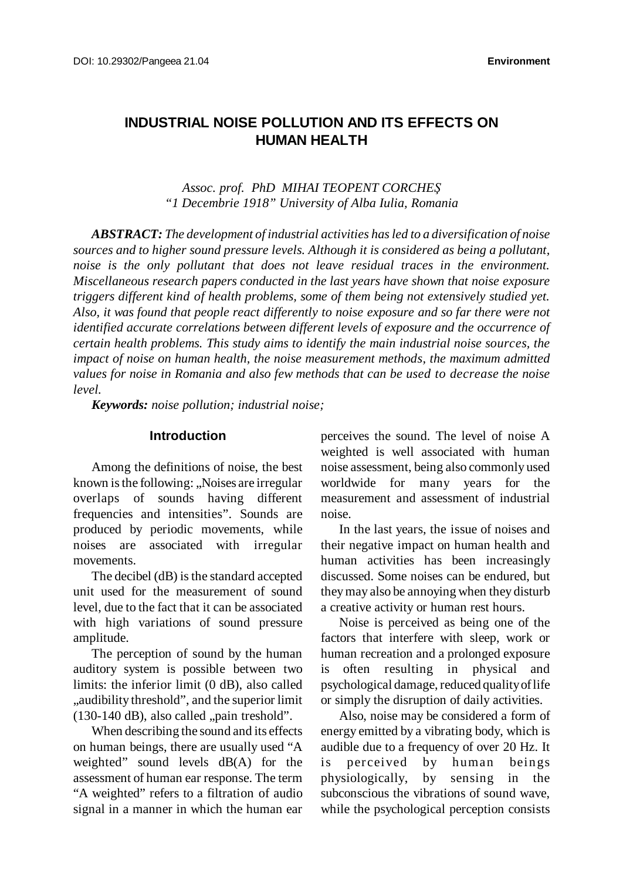DOI: 10.29302/Pangeea 21.04 **Environment**

# INDUSTRIAL NOISE POLLUTION AND ITS EFFECTS ON HUMAN HEALTH

*Assoc. prof. PhD MIHAI TEOPENT CORCHEŞ*
*"1 Decembrie 1918" University of Alba Iulia, Romania*

***ABSTRACT:*** *The development of industrial activities has led to a diversification of noise sources and to higher sound pressure levels. Although it is considered as being a pollutant, noise is the only pollutant that does not leave residual traces in the environment. Miscellaneous research papers conducted in the last years have shown that noise exposure triggers different kind of health problems, some of them being not extensively studied yet. Also, it was found that people react differently to noise exposure and so far there were not identified accurate correlations between different levels of exposure and the occurrence of certain health problems. This study aims to identify the main industrial noise sources, the impact of noise on human health, the noise measurement methods, the maximum admitted values for noise in Romania and also few methods that can be used to decrease the noise level.*

***Keywords:*** *noise pollution; industrial noise;*

## Introduction

Among the definitions of noise, the best known is the following: „Noises are irregular overlaps of sounds having different frequencies and intensities". Sounds are produced by periodic movements, while noises are associated with irregular movements.

The decibel (dB) is the standard accepted unit used for the measurement of sound level, due to the fact that it can be associated with high variations of sound pressure amplitude.

The perception of sound by the human auditory system is possible between two limits: the inferior limit (0 dB), also called „audibility threshold", and the superior limit (130-140 dB), also called „pain treshold".

When describing the sound and its effects on human beings, there are usually used "A weighted" sound levels dB(A) for the assessment of human ear response. The term "A weighted" refers to a filtration of audio signal in a manner in which the human ear perceives the sound. The level of noise A weighted is well associated with human noise assessment, being also commonly used worldwide for many years for the measurement and assessment of industrial noise.

In the last years, the issue of noises and their negative impact on human health and human activities has been increasingly discussed. Some noises can be endured, but they may also be annoying when they disturb a creative activity or human rest hours.

Noise is perceived as being one of the factors that interfere with sleep, work or human recreation and a prolonged exposure is often resulting in physical and psychological damage, reduced quality of life or simply the disruption of daily activities.

Also, noise may be considered a form of energy emitted by a vibrating body, which is audible due to a frequency of over 20 Hz. It is perceived by human beings physiologically, by sensing in the subconscious the vibrations of sound wave, while the psychological perception consists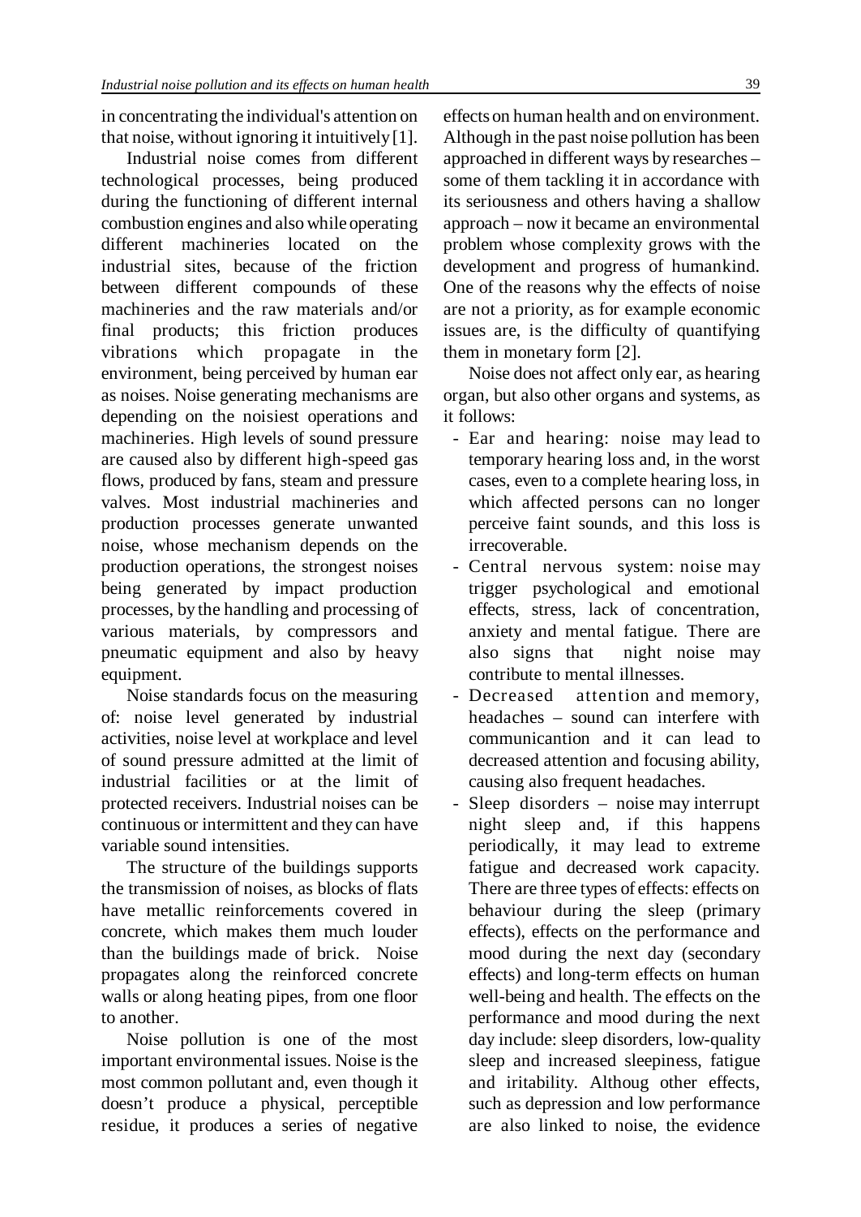in concentrating the individual's attention on that noise, without ignoring it intuitively [1].

Industrial noise comes from different technological processes, being produced during the functioning of different internal combustion engines and also while operating different machineries located on the industrial sites, because of the friction between different compounds of these machineries and the raw materials and/or final products; this friction produces vibrations which propagate in the environment, being perceived by human ear as noises. Noise generating mechanisms are depending on the noisiest operations and machineries. High levels of sound pressure are caused also by different high-speed gas flows, produced by fans, steam and pressure valves. Most industrial machineries and production processes generate unwanted noise, whose mechanism depends on the production operations, the strongest noises being generated by impact production processes, by the handling and processing of various materials, by compressors and pneumatic equipment and also by heavy equipment.

Noise standards focus on the measuring of: noise level generated by industrial activities, noise level at workplace and level of sound pressure admitted at the limit of industrial facilities or at the limit of protected receivers. Industrial noises can be continuous or intermittent and they can have variable sound intensities.

The structure of the buildings supports the transmission of noises, as blocks of flats have metallic reinforcements covered in concrete, which makes them much louder than the buildings made of brick. Noise propagates along the reinforced concrete walls or along heating pipes, from one floor to another.

Noise pollution is one of the most important environmental issues. Noise is the most common pollutant and, even though it doesn't produce a physical, perceptible residue, it produces a series of negative effects on human health and on environment. Although in the past noise pollution has been approached in different ways by researches – some of them tackling it in accordance with its seriousness and others having a shallow approach – now it became an environmental problem whose complexity grows with the development and progress of humankind. One of the reasons why the effects of noise are not a priority, as for example economic issues are, is the difficulty of quantifying them in monetary form [2].

Noise does not affect only ear, as hearing organ, but also other organs and systems, as it follows:

- Ear and hearing: noise may lead to temporary hearing loss and, in the worst cases, even to a complete hearing loss, in which affected persons can no longer perceive faint sounds, and this loss is irrecoverable.
- Central nervous system: noise may trigger psychological and emotional effects, stress, lack of concentration, anxiety and mental fatigue. There are also signs that night noise may contribute to mental illnesses.
- Decreased attention and memory, headaches – sound can interfere with communicantion and it can lead to decreased attention and focusing ability, causing also frequent headaches.
- Sleep disorders – noise may interrupt night sleep and, if this happens periodically, it may lead to extreme fatigue and decreased work capacity. There are three types of effects: effects on behaviour during the sleep (primary effects), effects on the performance and mood during the next day (secondary effects) and long-term effects on human well-being and health. The effects on the performance and mood during the next day include: sleep disorders, low-quality sleep and increased sleepiness, fatigue and iritability. Althoug other effects, such as depression and low performance are also linked to noise, the evidence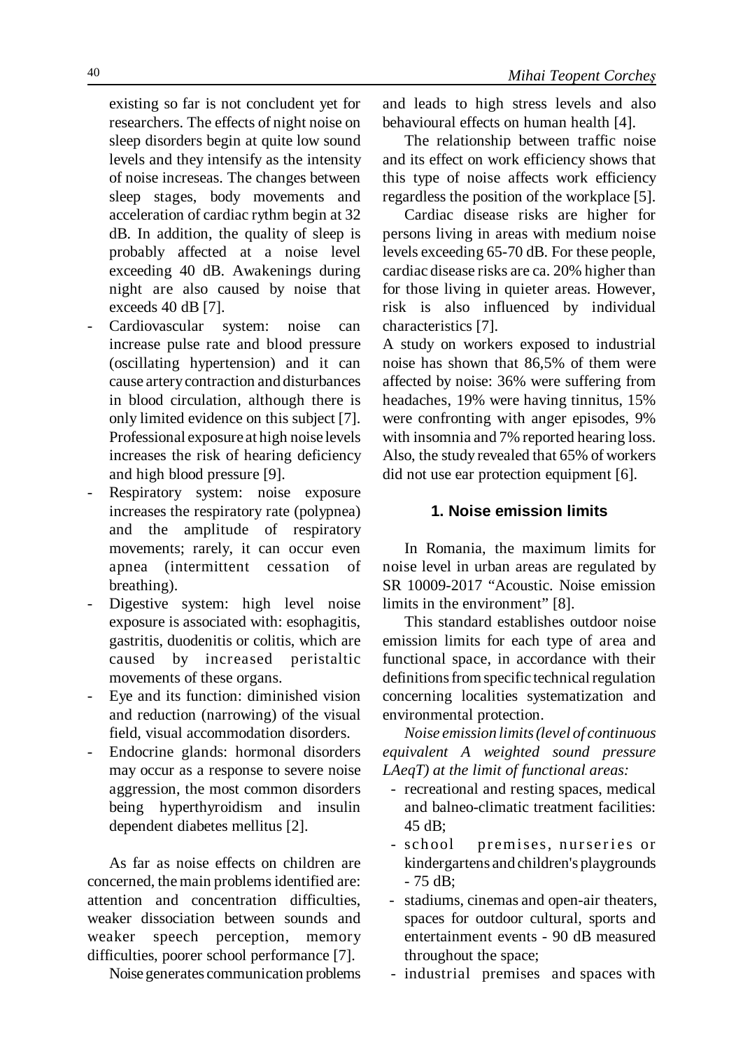existing so far is not concludent yet for researchers. The effects of night noise on sleep disorders begin at quite low sound levels and they intensify as the intensity of noise increseas. The changes between sleep stages, body movements and acceleration of cardiac rythm begin at 32 dB. In addition, the quality of sleep is probably affected at a noise level exceeding 40 dB. Awakenings during night are also caused by noise that exceeds 40 dB [7].

- Cardiovascular system: noise can increase pulse rate and blood pressure (oscillating hypertension) and it can cause artery contraction and disturbances in blood circulation, although there is only limited evidence on this subject [7]. Professional exposure at high noise levels increases the risk of hearing deficiency and high blood pressure [9].
- Respiratory system: noise exposure increases the respiratory rate (polypnea) and the amplitude of respiratory movements; rarely, it can occur even apnea (intermittent cessation of breathing).
- Digestive system: high level noise exposure is associated with: esophagitis, gastritis, duodenitis or colitis, which are caused by increased peristaltic movements of these organs.
- Eye and its function: diminished vision and reduction (narrowing) of the visual field, visual accommodation disorders.
- Endocrine glands: hormonal disorders may occur as a response to severe noise aggression, the most common disorders being hyperthyroidism and insulin dependent diabetes mellitus [2].

As far as noise effects on children are concerned, the main problems identified are: attention and concentration difficulties, weaker dissociation between sounds and weaker speech perception, memory difficulties, poorer school performance [7].

Noise generates communication problems and leads to high stress levels and also behavioural effects on human health [4].

The relationship between traffic noise and its effect on work efficiency shows that this type of noise affects work efficiency regardless the position of the workplace [5].

Cardiac disease risks are higher for persons living in areas with medium noise levels exceeding 65-70 dB. For these people, cardiac disease risks are ca. 20% higher than for those living in quieter areas. However, risk is also influenced by individual characteristics [7].

A study on workers exposed to industrial noise has shown that 86,5% of them were affected by noise: 36% were suffering from headaches, 19% were having tinnitus, 15% were confronting with anger episodes, 9% with insomnia and 7% reported hearing loss. Also, the study revealed that 65% of workers did not use ear protection equipment [6].

## 1. Noise emission limits

In Romania, the maximum limits for noise level in urban areas are regulated by SR 10009-2017 "Acoustic. Noise emission limits in the environment" [8].

This standard establishes outdoor noise emission limits for each type of area and functional space, in accordance with their definitions from specific technical regulation concerning localities systematization and environmental protection.

*Noise emission limits (level of continuous equivalent A weighted sound pressure LAeqT) at the limit of functional areas:*

- recreational and resting spaces, medical and balneo-climatic treatment facilities: 45 dB;
- school premises, nurseries or kindergartens and children's playgrounds - 75 dB;
- stadiums, cinemas and open-air theaters, spaces for outdoor cultural, sports and entertainment events - 90 dB measured throughout the space;
- industrial premises and spaces with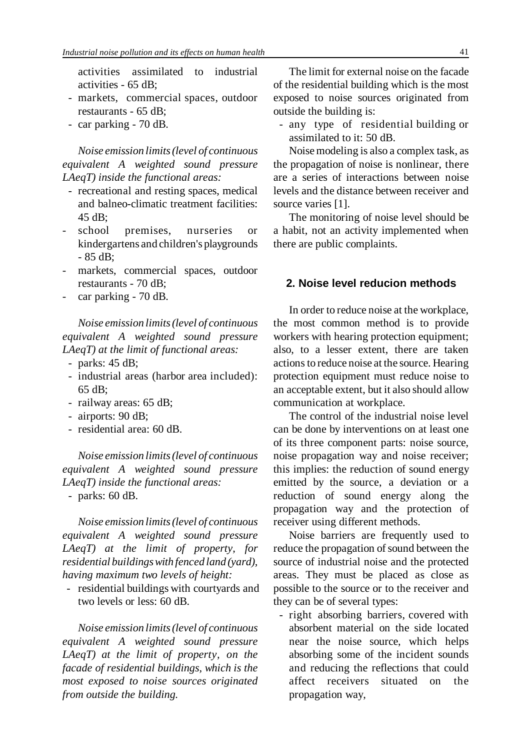activities assimilated to industrial activities - 65 dB;
- markets, commercial spaces, outdoor restaurants - 65 dB;
- car parking - 70 dB.

*Noise emission limits (level of continuous equivalent A weighted sound pressure LAeqT) inside the functional areas:*

- recreational and resting spaces, medical and balneo-climatic treatment facilities: 45 dB;
- school premises, nurseries or kindergartens and children's playgrounds - 85 dB;
- markets, commercial spaces, outdoor restaurants - 70 dB;
- car parking - 70 dB.

*Noise emission limits (level of continuous equivalent A weighted sound pressure LAeqT) at the limit of functional areas:*

- parks: 45 dB;
- industrial areas (harbor area included): 65 dB;
- railway areas: 65 dB;
- airports: 90 dB;
- residential area: 60 dB.

*Noise emission limits (level of continuous equivalent A weighted sound pressure LAeqT) inside the functional areas:*

- parks: 60 dB.

*Noise emission limits (level of continuous equivalent A weighted sound pressure LAeqT) at the limit of property, for residential buildings with fenced land (yard), having maximum two levels of height:*

- residential buildings with courtyards and two levels or less: 60 dB.

*Noise emission limits (level of continuous equivalent A weighted sound pressure LAeqT) at the limit of property, on the facade of residential buildings, which is the most exposed to noise sources originated from outside the building.*

The limit for external noise on the facade of the residential building which is the most exposed to noise sources originated from outside the building is:

- any type of residential building or assimilated to it: 50 dB.

Noise modeling is also a complex task, as the propagation of noise is nonlinear, there are a series of interactions between noise levels and the distance between receiver and source varies [1].

The monitoring of noise level should be a habit, not an activity implemented when there are public complaints.

## 2. Noise level reducion methods

In order to reduce noise at the workplace, the most common method is to provide workers with hearing protection equipment; also, to a lesser extent, there are taken actions to reduce noise at the source. Hearing protection equipment must reduce noise to an acceptable extent, but it also should allow communication at workplace.

The control of the industrial noise level can be done by interventions on at least one of its three component parts: noise source, noise propagation way and noise receiver; this implies: the reduction of sound energy emitted by the source, a deviation or a reduction of sound energy along the propagation way and the protection of receiver using different methods.

Noise barriers are frequently used to reduce the propagation of sound between the source of industrial noise and the protected areas. They must be placed as close as possible to the source or to the receiver and they can be of several types:

- right absorbing barriers, covered with absorbent material on the side located near the noise source, which helps absorbing some of the incident sounds and reducing the reflections that could affect receivers situated on the propagation way,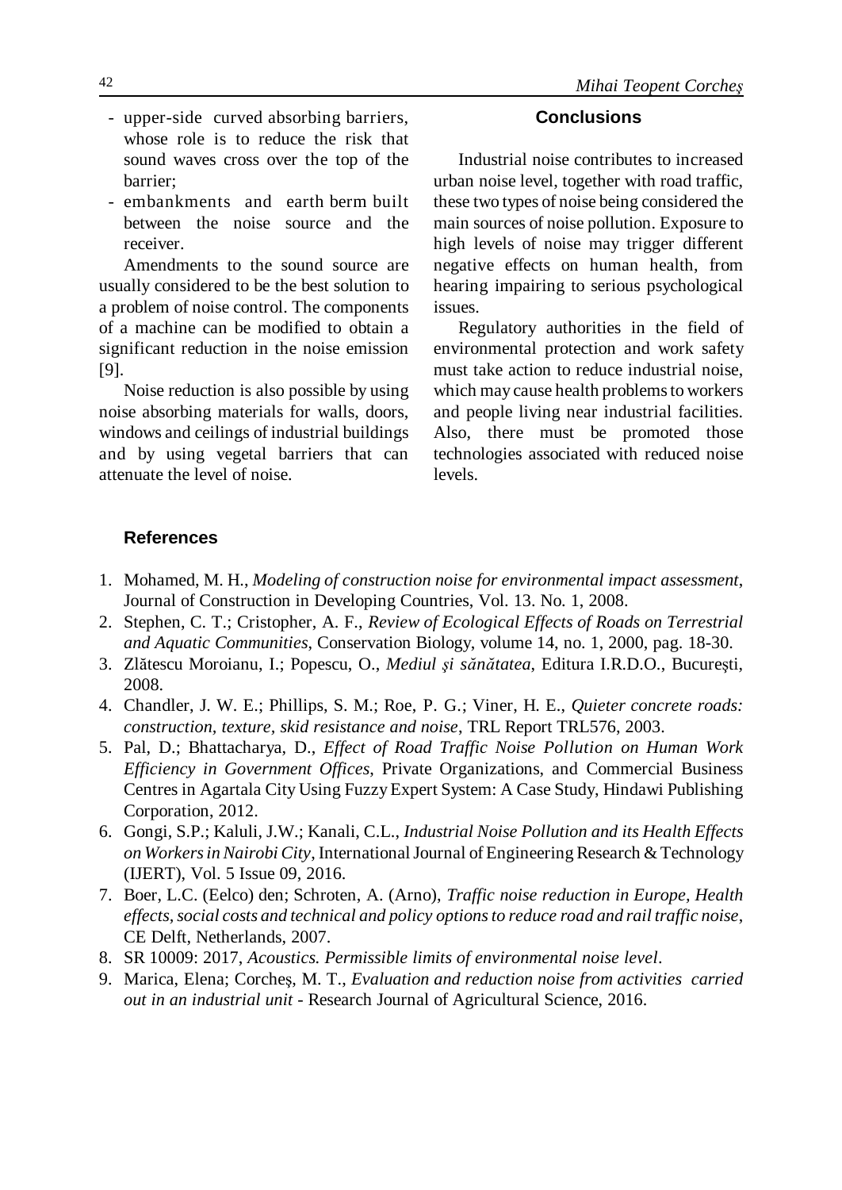- upper-side curved absorbing barriers, whose role is to reduce the risk that sound waves cross over the top of the barrier;
- embankments and earth berm built between the noise source and the receiver.

Amendments to the sound source are usually considered to be the best solution to a problem of noise control. The components of a machine can be modified to obtain a significant reduction in the noise emission [9].

Noise reduction is also possible by using noise absorbing materials for walls, doors, windows and ceilings of industrial buildings and by using vegetal barriers that can attenuate the level of noise.

## Conclusions

Industrial noise contributes to increased urban noise level, together with road traffic, these two types of noise being considered the main sources of noise pollution. Exposure to high levels of noise may trigger different negative effects on human health, from hearing impairing to serious psychological issues.

Regulatory authorities in the field of environmental protection and work safety must take action to reduce industrial noise, which may cause health problems to workers and people living near industrial facilities. Also, there must be promoted those technologies associated with reduced noise levels.

## References

1. Mohamed, M. H., *Modeling of construction noise for environmental impact assessment*, Journal of Construction in Developing Countries, Vol. 13. No. 1, 2008.
2. Stephen, C. T.; Cristopher, A. F., *Review of Ecological Effects of Roads on Terrestrial and Aquatic Communities*, Conservation Biology, volume 14, no. 1, 2000, pag. 18-30.
3. Zlătescu Moroianu, I.; Popescu, O., *Mediul şi sănătatea*, Editura I.R.D.O., București, 2008.
4. Chandler, J. W. E.; Phillips, S. M.; Roe, P. G.; Viner, H. E., *Quieter concrete roads: construction, texture, skid resistance and noise*, TRL Report TRL576, 2003.
5. Pal, D.; Bhattacharya, D., *Effect of Road Traffic Noise Pollution on Human Work Efficiency in Government Offices*, Private Organizations, and Commercial Business Centres in Agartala City Using Fuzzy Expert System: A Case Study, Hindawi Publishing Corporation, 2012.
6. Gongi, S.P.; Kaluli, J.W.; Kanali, C.L., *Industrial Noise Pollution and its Health Effects on Workers in Nairobi City*, International Journal of Engineering Research & Technology (IJERT), Vol. 5 Issue 09, 2016.
7. Boer, L.C. (Eelco) den; Schroten, A. (Arno), *Traffic noise reduction in Europe, Health effects, social costs and technical and policy options to reduce road and rail traffic noise*, CE Delft, Netherlands, 2007.
8. SR 10009: 2017, *Acoustics. Permissible limits of environmental noise level*.
9. Marica, Elena; Corcheș, M. T., *Evaluation and reduction noise from activities carried out in an industrial unit* - Research Journal of Agricultural Science, 2016.